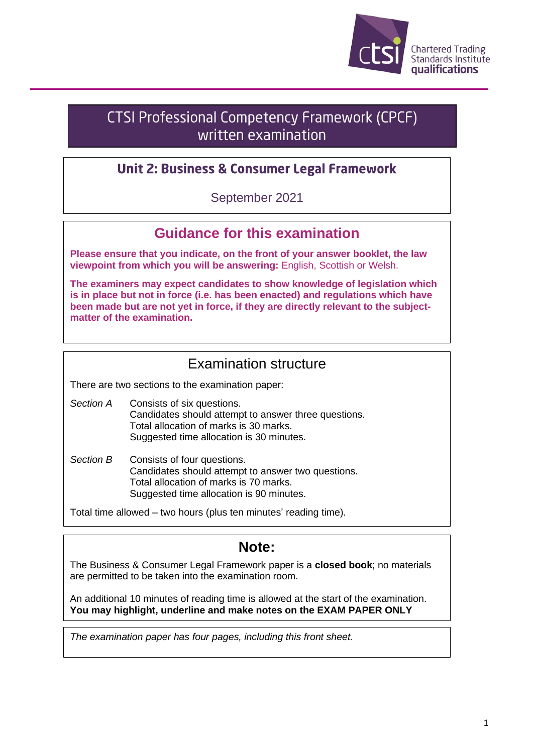Chartered Trading Standards Institute qualifications

# CTSI Professional Competency Framework (CPCF) written examination

## Unit 2: Business & Consumer Legal Framework

September 2021

## Guidance for this examination

**Please ensure that you indicate, on the front of your answer booklet, the law viewpoint from which you will be answering:** English, Scottish or Welsh.

**The examiners may expect candidates to show knowledge of legislation which is in place but not in force (i.e. has been enacted) and regulations which have been made but are not yet in force, if they are directly relevant to the subject-matter of the examination.**

## Examination structure

There are two sections to the examination paper:

*Section A* Consists of six questions.
Candidates should attempt to answer three questions.
Total allocation of marks is 30 marks.
Suggested time allocation is 30 minutes.

*Section B* Consists of four questions.
Candidates should attempt to answer two questions.
Total allocation of marks is 70 marks.
Suggested time allocation is 90 minutes.

Total time allowed – two hours (plus ten minutes' reading time).

## Note:

The Business & Consumer Legal Framework paper is a **closed book**; no materials are permitted to be taken into the examination room.

An additional 10 minutes of reading time is allowed at the start of the examination. **You may highlight, underline and make notes on the EXAM PAPER ONLY**

*The examination paper has four pages, including this front sheet.*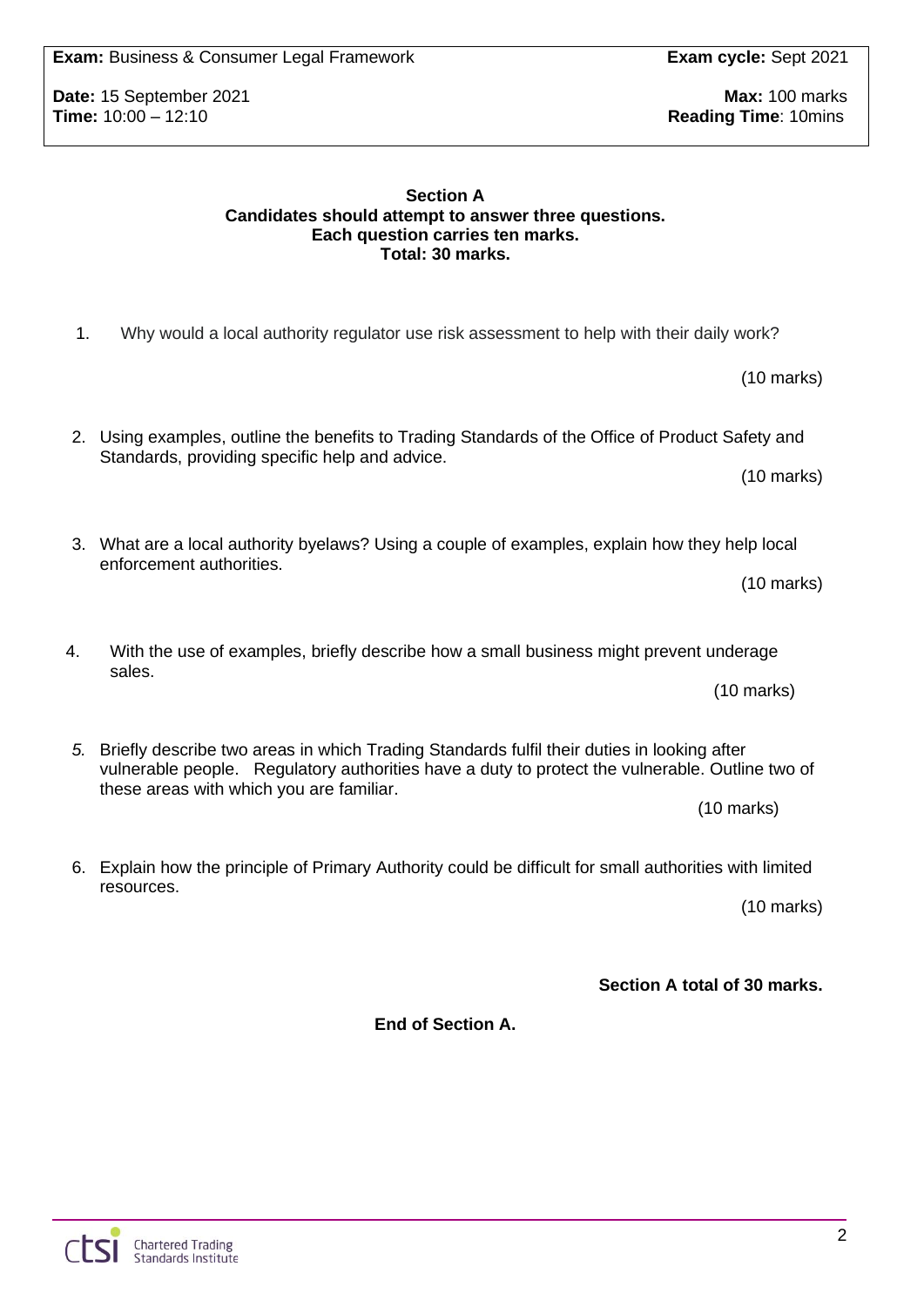**Exam:** Business & Consumer Legal Framework | **Exam cycle:** Sept 2021

**Date:** 15 September 2021 | **Max:** 100 marks

**Time:** 10:00 – 12:10 | **Reading Time**: 10mins

**Section A**
**Candidates should attempt to answer three questions.**
**Each question carries ten marks.**
**Total: 30 marks.**

1. Why would a local authority regulator use risk assessment to help with their daily work?

   (10 marks)

2. Using examples, outline the benefits to Trading Standards of the Office of Product Safety and Standards, providing specific help and advice.

   (10 marks)

3. What are a local authority byelaws? Using a couple of examples, explain how they help local enforcement authorities.

   (10 marks)

4. With the use of examples, briefly describe how a small business might prevent underage sales.

   (10 marks)

5. Briefly describe two areas in which Trading Standards fulfil their duties in looking after vulnerable people. Regulatory authorities have a duty to protect the vulnerable. Outline two of these areas with which you are familiar.

   (10 marks)

6. Explain how the principle of Primary Authority could be difficult for small authorities with limited resources.

   (10 marks)

**Section A total of 30 marks.**

**End of Section A.**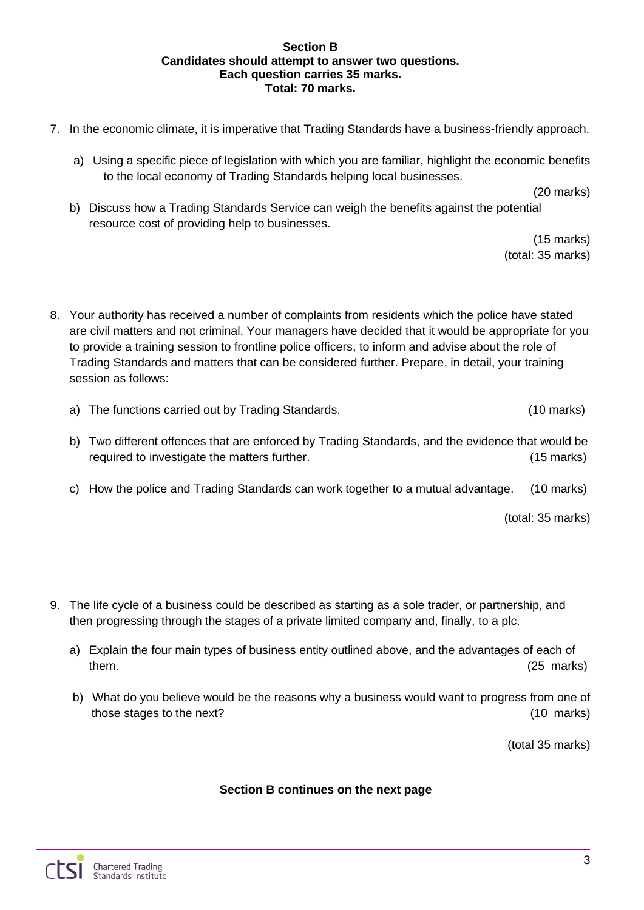**Section B**
**Candidates should attempt to answer two questions.**
**Each question carries 35 marks.**
**Total: 70 marks.**

7. In the economic climate, it is imperative that Trading Standards have a business-friendly approach.

   a) Using a specific piece of legislation with which you are familiar, highlight the economic benefits to the local economy of Trading Standards helping local businesses.
   (20 marks)

   b) Discuss how a Trading Standards Service can weigh the benefits against the potential resource cost of providing help to businesses.
   (15 marks)
   (total: 35 marks)

8. Your authority has received a number of complaints from residents which the police have stated are civil matters and not criminal. Your managers have decided that it would be appropriate for you to provide a training session to frontline police officers, to inform and advise about the role of Trading Standards and matters that can be considered further. Prepare, in detail, your training session as follows:

   a) The functions carried out by Trading Standards. (10 marks)

   b) Two different offences that are enforced by Trading Standards, and the evidence that would be required to investigate the matters further. (15 marks)

   c) How the police and Trading Standards can work together to a mutual advantage. (10 marks)

   (total: 35 marks)

9. The life cycle of a business could be described as starting as a sole trader, or partnership, and then progressing through the stages of a private limited company and, finally, to a plc.

   a) Explain the four main types of business entity outlined above, and the advantages of each of them. (25 marks)

   b) What do you believe would be the reasons why a business would want to progress from one of those stages to the next? (10 marks)

   (total 35 marks)

**Section B continues on the next page**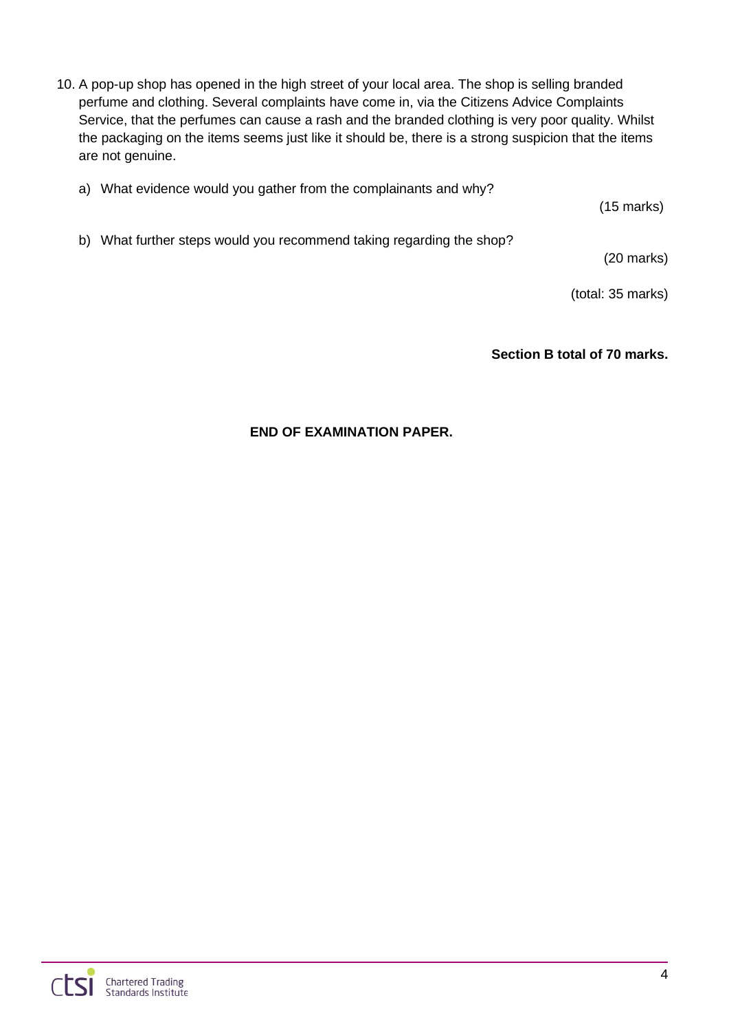10. A pop-up shop has opened in the high street of your local area. The shop is selling branded perfume and clothing. Several complaints have come in, via the Citizens Advice Complaints Service, that the perfumes can cause a rash and the branded clothing is very poor quality. Whilst the packaging on the items seems just like it should be, there is a strong suspicion that the items are not genuine.

    a) What evidence would you gather from the complainants and why?

    (15 marks)

    b) What further steps would you recommend taking regarding the shop?

    (20 marks)

    (total: 35 marks)

**Section B total of 70 marks.**

**END OF EXAMINATION PAPER.**